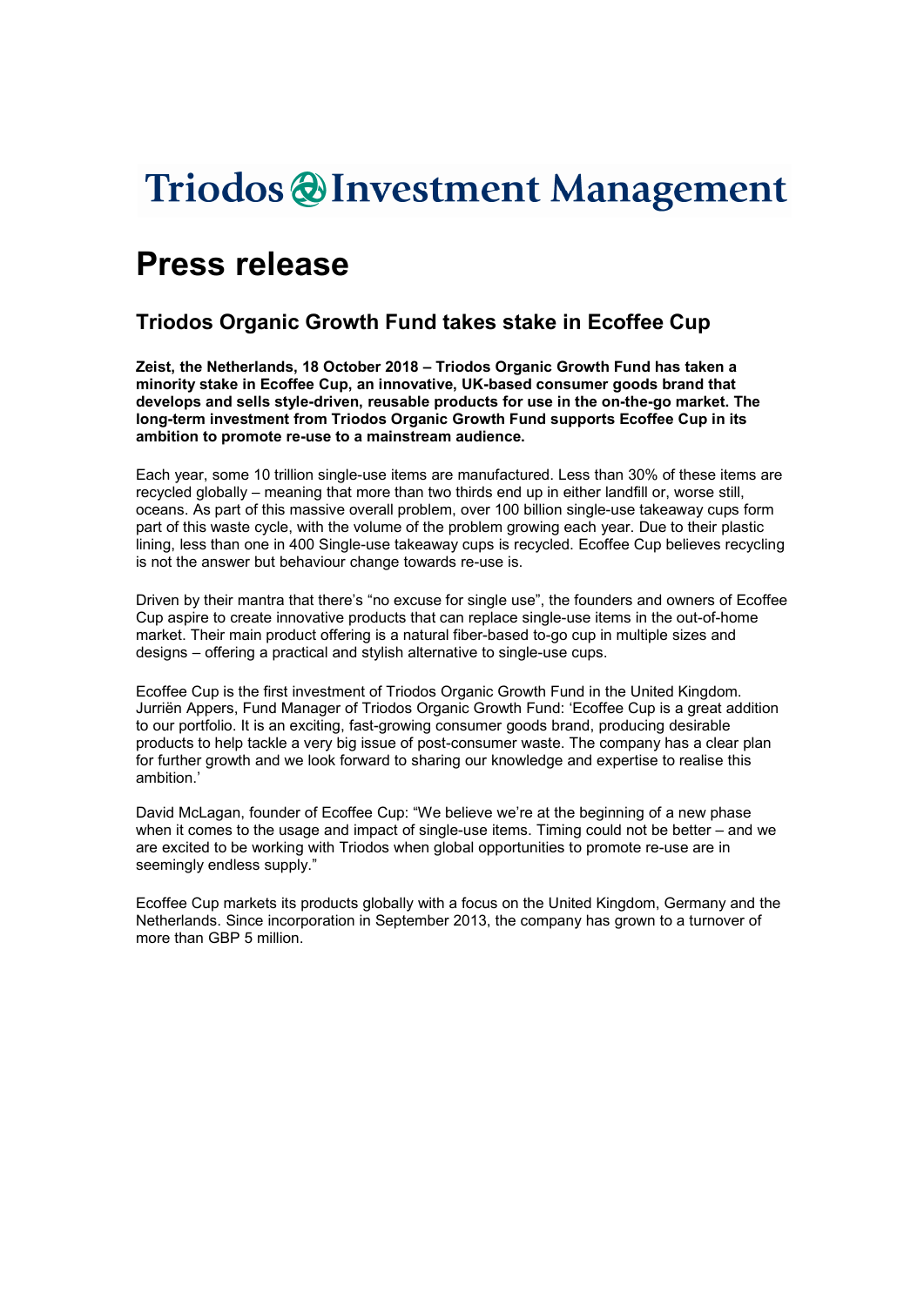Triodos Investment Management

# Press release

## Triodos Organic Growth Fund takes stake in Ecoffee Cup

**Zeist, the Netherlands, 18 October 2018 – Triodos Organic Growth Fund has taken a minority stake in Ecoffee Cup, an innovative, UK-based consumer goods brand that develops and sells style-driven, reusable products for use in the on-the-go market. The long-term investment from Triodos Organic Growth Fund supports Ecoffee Cup in its ambition to promote re-use to a mainstream audience.**

Each year, some 10 trillion single-use items are manufactured. Less than 30% of these items are recycled globally – meaning that more than two thirds end up in either landfill or, worse still, oceans. As part of this massive overall problem, over 100 billion single-use takeaway cups form part of this waste cycle, with the volume of the problem growing each year. Due to their plastic lining, less than one in 400 Single-use takeaway cups is recycled. Ecoffee Cup believes recycling is not the answer but behaviour change towards re-use is.

Driven by their mantra that there's "no excuse for single use", the founders and owners of Ecoffee Cup aspire to create innovative products that can replace single-use items in the out-of-home market. Their main product offering is a natural fiber-based to-go cup in multiple sizes and designs – offering a practical and stylish alternative to single-use cups.

Ecoffee Cup is the first investment of Triodos Organic Growth Fund in the United Kingdom. Jurriën Appers, Fund Manager of Triodos Organic Growth Fund: 'Ecoffee Cup is a great addition to our portfolio. It is an exciting, fast-growing consumer goods brand, producing desirable products to help tackle a very big issue of post-consumer waste. The company has a clear plan for further growth and we look forward to sharing our knowledge and expertise to realise this ambition.'

David McLagan, founder of Ecoffee Cup: "We believe we're at the beginning of a new phase when it comes to the usage and impact of single-use items. Timing could not be better – and we are excited to be working with Triodos when global opportunities to promote re-use are in seemingly endless supply."

Ecoffee Cup markets its products globally with a focus on the United Kingdom, Germany and the Netherlands. Since incorporation in September 2013, the company has grown to a turnover of more than GBP 5 million.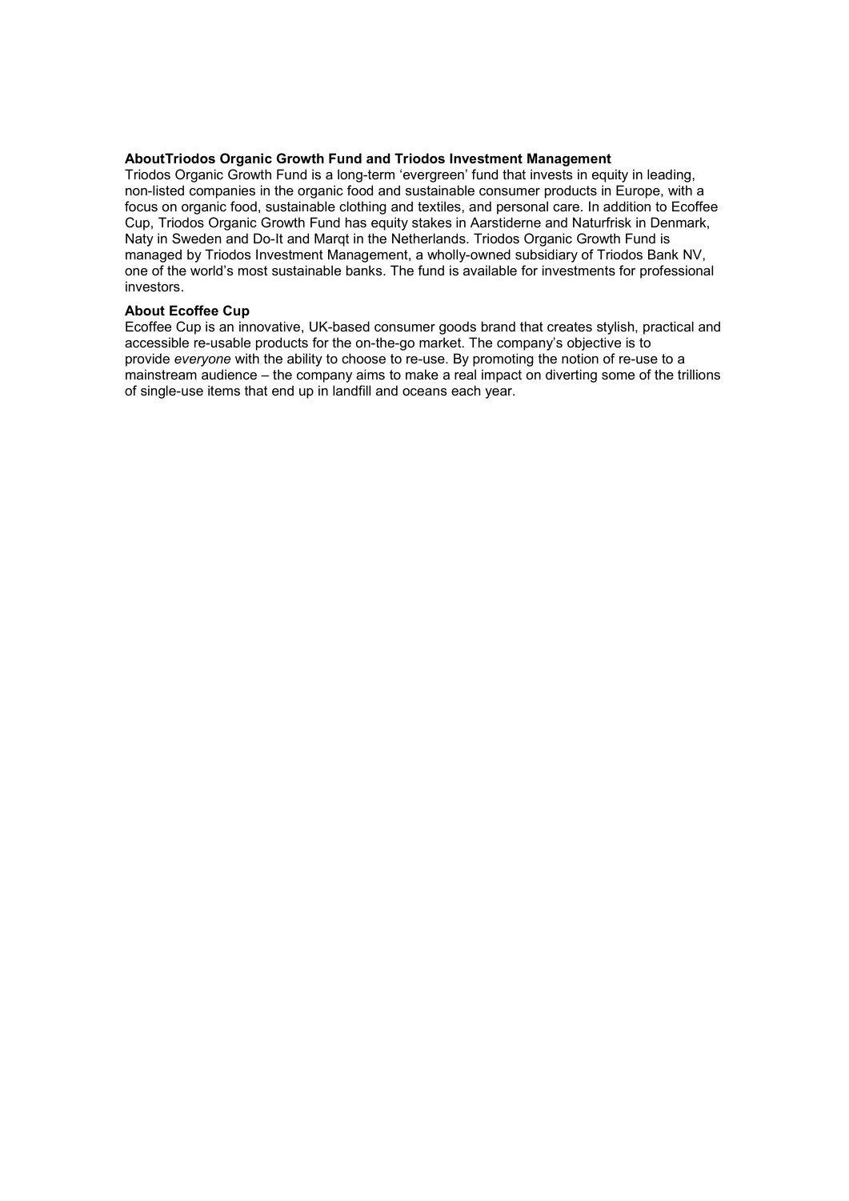**AboutTriodos Organic Growth Fund and Triodos Investment Management**

Triodos Organic Growth Fund is a long-term 'evergreen' fund that invests in equity in leading, non-listed companies in the organic food and sustainable consumer products in Europe, with a focus on organic food, sustainable clothing and textiles, and personal care. In addition to Ecoffee Cup, Triodos Organic Growth Fund has equity stakes in Aarstiderne and Naturfrisk in Denmark, Naty in Sweden and Do-It and Marqt in the Netherlands. Triodos Organic Growth Fund is managed by Triodos Investment Management, a wholly-owned subsidiary of Triodos Bank NV, one of the world's most sustainable banks. The fund is available for investments for professional investors.

**About Ecoffee Cup**

Ecoffee Cup is an innovative, UK-based consumer goods brand that creates stylish, practical and accessible re-usable products for the on-the-go market. The company's objective is to provide *everyone* with the ability to choose to re-use. By promoting the notion of re-use to a mainstream audience – the company aims to make a real impact on diverting some of the trillions of single-use items that end up in landfill and oceans each year.